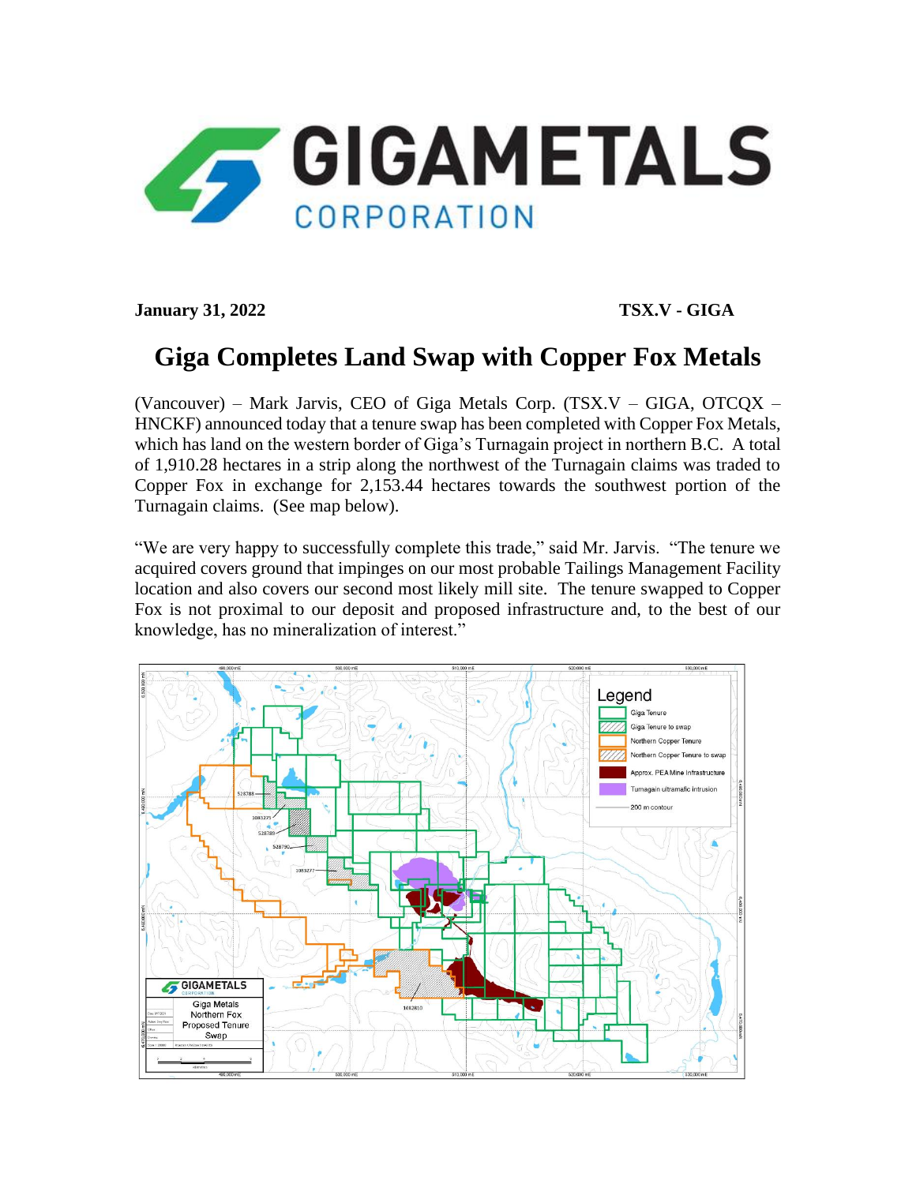GIGAMETALS CORPORATION

**January 31, 2022** **TSX.V - GIGA**

# Giga Completes Land Swap with Copper Fox Metals

(Vancouver) – Mark Jarvis, CEO of Giga Metals Corp. (TSX.V – GIGA, OTCQX – HNCKF) announced today that a tenure swap has been completed with Copper Fox Metals, which has land on the western border of Giga's Turnagain project in northern B.C. A total of 1,910.28 hectares in a strip along the northwest of the Turnagain claims was traded to Copper Fox in exchange for 2,153.44 hectares towards the southwest portion of the Turnagain claims. (See map below).

"We are very happy to successfully complete this trade," said Mr. Jarvis. "The tenure we acquired covers ground that impinges on our most probable Tailings Management Facility location and also covers our second most likely mill site. The tenure swapped to Copper Fox is not proximal to our deposit and proposed infrastructure and, to the best of our knowledge, has no mineralization of interest."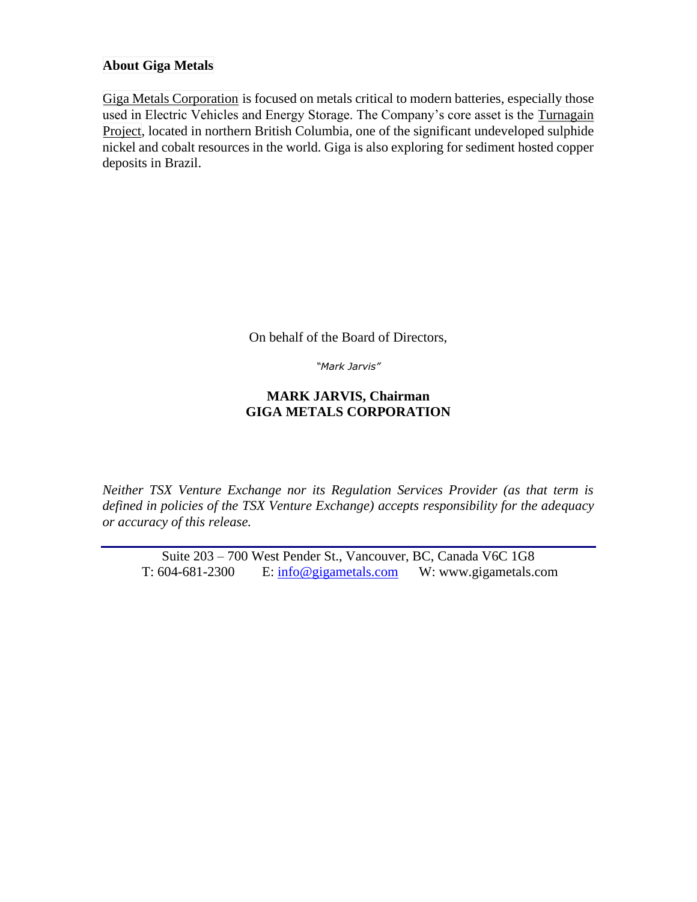**About Giga Metals**

Giga Metals Corporation is focused on metals critical to modern batteries, especially those used in Electric Vehicles and Energy Storage. The Company's core asset is the Turnagain Project, located in northern British Columbia, one of the significant undeveloped sulphide nickel and cobalt resources in the world. Giga is also exploring for sediment hosted copper deposits in Brazil.

On behalf of the Board of Directors,

*"Mark Jarvis"*

**MARK JARVIS, Chairman**
**GIGA METALS CORPORATION**

*Neither TSX Venture Exchange nor its Regulation Services Provider (as that term is defined in policies of the TSX Venture Exchange) accepts responsibility for the adequacy or accuracy of this release.*

---

Suite 203 – 700 West Pender St., Vancouver, BC, Canada V6C 1G8
T: 604-681-2300 E: info@gigametals.com W: www.gigametals.com